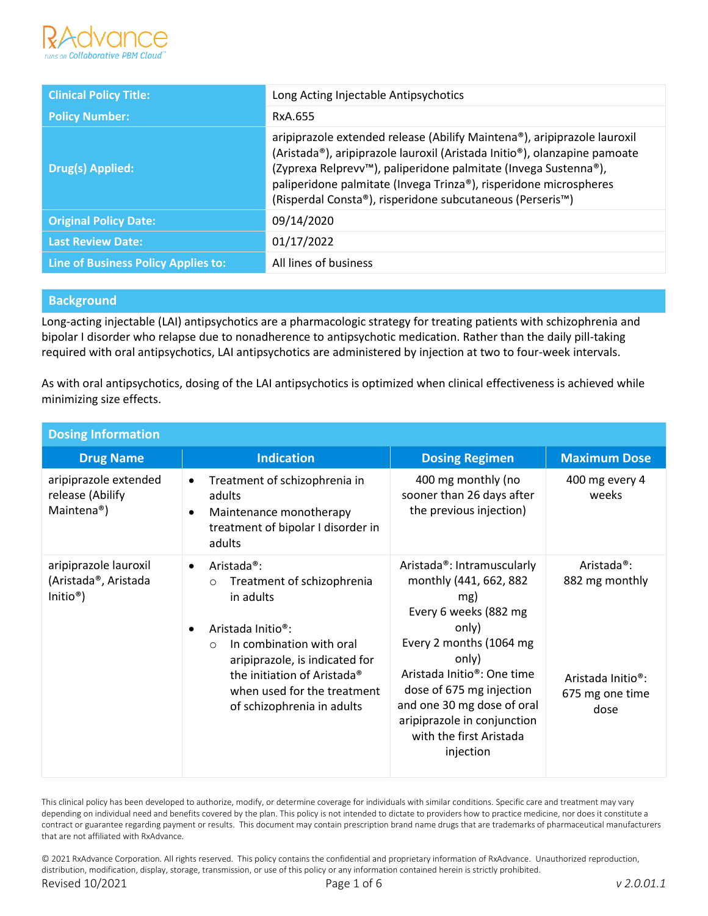| Clinical Policy Title: | Long Acting Injectable Antipsychotics |
|---|---|
| Policy Number: | RxA.655 |
| Drug(s) Applied: | aripiprazole extended release (Abilify Maintena®), aripiprazole lauroxil (Aristada®), aripiprazole lauroxil (Aristada Initio®), olanzapine pamoate (Zyprexa Relprevv™), paliperidone palmitate (Invega Sustenna®), paliperidone palmitate (Invega Trinza®), risperidone microspheres (Risperdal Consta®), risperidone subcutaneous (Perseris™) |
| Original Policy Date: | 09/14/2020 |
| Last Review Date: | 01/17/2022 |
| Line of Business Policy Applies to: | All lines of business |

## Background

Long-acting injectable (LAI) antipsychotics are a pharmacologic strategy for treating patients with schizophrenia and bipolar I disorder who relapse due to nonadherence to antipsychotic medication. Rather than the daily pill-taking required with oral antipsychotics, LAI antipsychotics are administered by injection at two to four-week intervals.

As with oral antipsychotics, dosing of the LAI antipsychotics is optimized when clinical effectiveness is achieved while minimizing size effects.

## Dosing Information

| Drug Name | Indication | Dosing Regimen | Maximum Dose |
|---|---|---|---|
| aripiprazole extended release (Abilify Maintena®) | • Treatment of schizophrenia in adults<br>• Maintenance monotherapy treatment of bipolar I disorder in adults | 400 mg monthly (no sooner than 26 days after the previous injection) | 400 mg every 4 weeks |
| aripiprazole lauroxil (Aristada®, Aristada Initio®) | • Aristada®:<br>  ○ Treatment of schizophrenia in adults<br>• Aristada Initio®:<br>  ○ In combination with oral aripiprazole, is indicated for the initiation of Aristada® when used for the treatment of schizophrenia in adults | Aristada®: Intramuscularly monthly (441, 662, 882 mg)<br>Every 6 weeks (882 mg only)<br>Every 2 months (1064 mg only)<br>Aristada Initio®: One time dose of 675 mg injection and one 30 mg dose of oral aripiprazole in conjunction with the first Aristada injection | Aristada®: 882 mg monthly<br><br>Aristada Initio®: 675 mg one time dose |

This clinical policy has been developed to authorize, modify, or determine coverage for individuals with similar conditions. Specific care and treatment may vary depending on individual need and benefits covered by the plan. This policy is not intended to dictate to providers how to practice medicine, nor does it constitute a contract or guarantee regarding payment or results. This document may contain prescription brand name drugs that are trademarks of pharmaceutical manufacturers that are not affiliated with RxAdvance.

© 2021 RxAdvance Corporation. All rights reserved. This policy contains the confidential and proprietary information of RxAdvance. Unauthorized reproduction, distribution, modification, display, storage, transmission, or use of this policy or any information contained herein is strictly prohibited.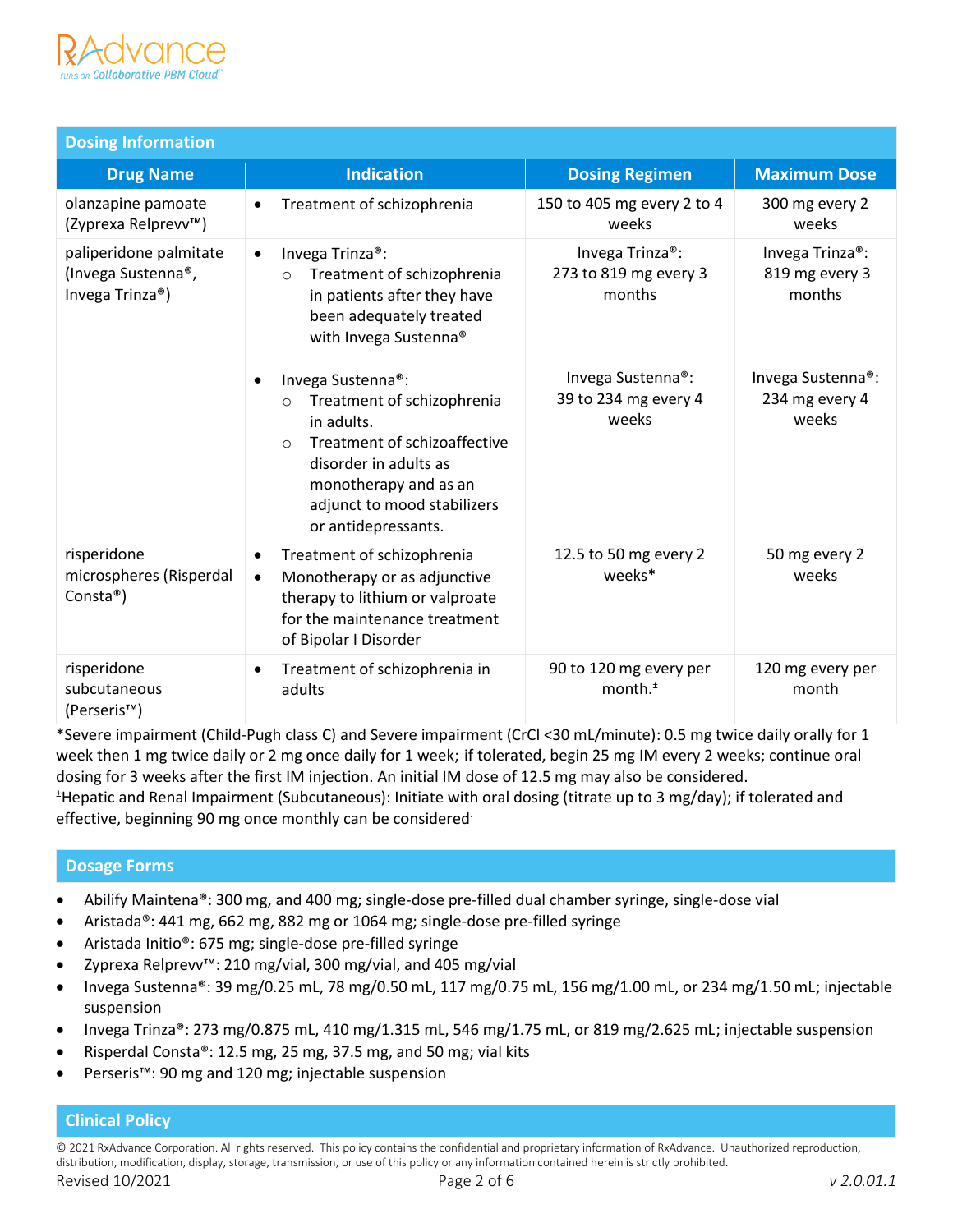## Dosing Information

| Drug Name | Indication | Dosing Regimen | Maximum Dose |
|---|---|---|---|
| olanzapine pamoate (Zyprexa Relprevv™) | • Treatment of schizophrenia | 150 to 405 mg every 2 to 4 weeks | 300 mg every 2 weeks |
| paliperidone palmitate (Invega Sustenna®, Invega Trinza®) | • Invega Trinza®:<br>○ Treatment of schizophrenia in patients after they have been adequately treated with Invega Sustenna®<br><br>• Invega Sustenna®:<br>○ Treatment of schizophrenia in adults.<br>○ Treatment of schizoaffective disorder in adults as monotherapy and as an adjunct to mood stabilizers or antidepressants. | Invega Trinza®: 273 to 819 mg every 3 months<br><br>Invega Sustenna®: 39 to 234 mg every 4 weeks | Invega Trinza®: 819 mg every 3 months<br><br>Invega Sustenna®: 234 mg every 4 weeks |
| risperidone microspheres (Risperdal Consta®) | • Treatment of schizophrenia<br>• Monotherapy or as adjunctive therapy to lithium or valproate for the maintenance treatment of Bipolar I Disorder | 12.5 to 50 mg every 2 weeks* | 50 mg every 2 weeks |
| risperidone subcutaneous (Perseris™) | • Treatment of schizophrenia in adults | 90 to 120 mg every per month.± | 120 mg every per month |

*Severe impairment (Child-Pugh class C) and Severe impairment (CrCl <30 mL/minute): 0.5 mg twice daily orally for 1 week then 1 mg twice daily or 2 mg once daily for 1 week; if tolerated, begin 25 mg IM every 2 weeks; continue oral dosing for 3 weeks after the first IM injection. An initial IM dose of 12.5 mg may also be considered.

±Hepatic and Renal Impairment (Subcutaneous): Initiate with oral dosing (titrate up to 3 mg/day); if tolerated and effective, beginning 90 mg once monthly can be considered.

## Dosage Forms

- Abilify Maintena®: 300 mg, and 400 mg; single-dose pre-filled dual chamber syringe, single-dose vial
- Aristada®: 441 mg, 662 mg, 882 mg or 1064 mg; single-dose pre-filled syringe
- Aristada Initio®: 675 mg; single-dose pre-filled syringe
- Zyprexa Relprevv™: 210 mg/vial, 300 mg/vial, and 405 mg/vial
- Invega Sustenna®: 39 mg/0.25 mL, 78 mg/0.50 mL, 117 mg/0.75 mL, 156 mg/1.00 mL, or 234 mg/1.50 mL; injectable suspension
- Invega Trinza®: 273 mg/0.875 mL, 410 mg/1.315 mL, 546 mg/1.75 mL, or 819 mg/2.625 mL; injectable suspension
- Risperdal Consta®: 12.5 mg, 25 mg, 37.5 mg, and 50 mg; vial kits
- Perseris™: 90 mg and 120 mg; injectable suspension

## Clinical Policy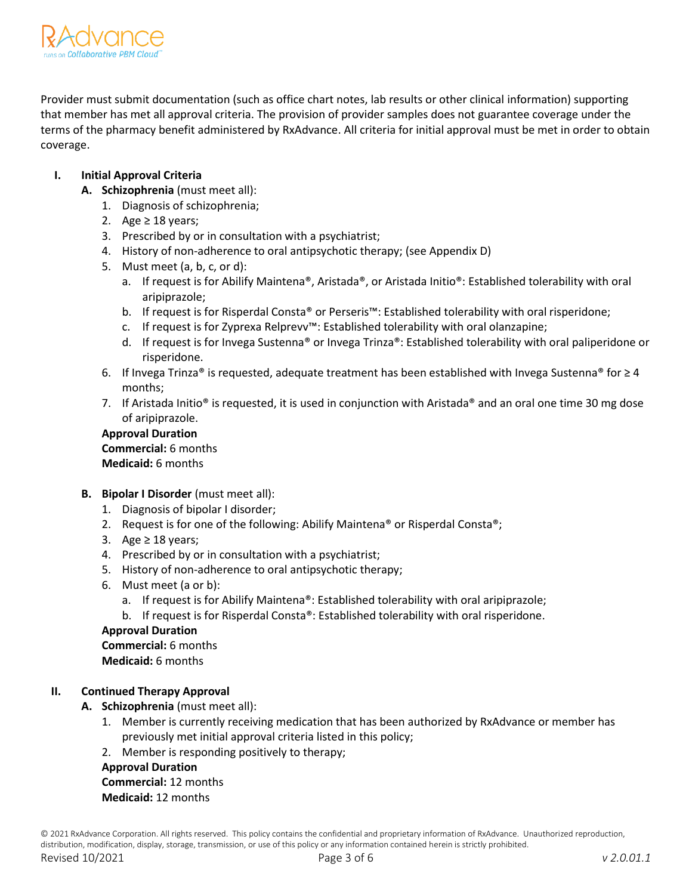Provider must submit documentation (such as office chart notes, lab results or other clinical information) supporting that member has met all approval criteria. The provision of provider samples does not guarantee coverage under the terms of the pharmacy benefit administered by RxAdvance. All criteria for initial approval must be met in order to obtain coverage.

## I. Initial Approval Criteria

**A. Schizophrenia** (must meet all):

1. Diagnosis of schizophrenia;
2. Age ≥ 18 years;
3. Prescribed by or in consultation with a psychiatrist;
4. History of non-adherence to oral antipsychotic therapy; (see Appendix D)
5. Must meet (a, b, c, or d):
   a. If request is for Abilify Maintena®, Aristada®, or Aristada Initio®: Established tolerability with oral aripiprazole;
   b. If request is for Risperdal Consta® or Perseris™: Established tolerability with oral risperidone;
   c. If request is for Zyprexa Relprevv™: Established tolerability with oral olanzapine;
   d. If request is for Invega Sustenna® or Invega Trinza®: Established tolerability with oral paliperidone or risperidone.
6. If Invega Trinza® is requested, adequate treatment has been established with Invega Sustenna® for ≥ 4 months;
7. If Aristada Initio® is requested, it is used in conjunction with Aristada® and an oral one time 30 mg dose of aripiprazole.

**Approval Duration**
**Commercial:** 6 months
**Medicaid:** 6 months

**B. Bipolar I Disorder** (must meet all):

1. Diagnosis of bipolar I disorder;
2. Request is for one of the following: Abilify Maintena® or Risperdal Consta®;
3. Age ≥ 18 years;
4. Prescribed by or in consultation with a psychiatrist;
5. History of non-adherence to oral antipsychotic therapy;
6. Must meet (a or b):
   a. If request is for Abilify Maintena®: Established tolerability with oral aripiprazole;
   b. If request is for Risperdal Consta®: Established tolerability with oral risperidone.

**Approval Duration**
**Commercial:** 6 months
**Medicaid:** 6 months

## II. Continued Therapy Approval

**A. Schizophrenia** (must meet all):

1. Member is currently receiving medication that has been authorized by RxAdvance or member has previously met initial approval criteria listed in this policy;
2. Member is responding positively to therapy;

**Approval Duration**
**Commercial:** 12 months
**Medicaid:** 12 months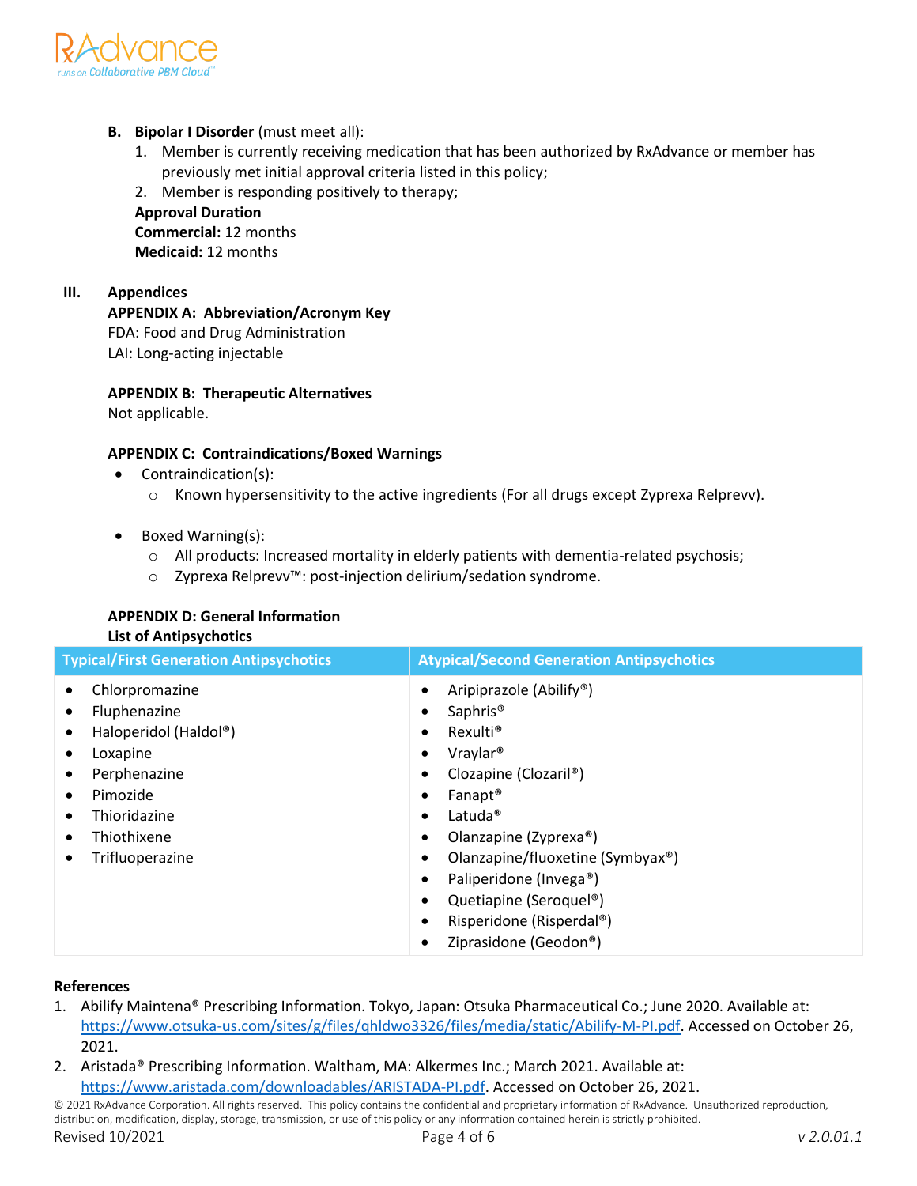**B. Bipolar I Disorder** (must meet all):

1. Member is currently receiving medication that has been authorized by RxAdvance or member has previously met initial approval criteria listed in this policy;
2. Member is responding positively to therapy;

**Approval Duration**
**Commercial:** 12 months
**Medicaid:** 12 months

## III. Appendices

**APPENDIX A: Abbreviation/Acronym Key**
FDA: Food and Drug Administration
LAI: Long-acting injectable

**APPENDIX B: Therapeutic Alternatives**
Not applicable.

**APPENDIX C: Contraindications/Boxed Warnings**

- Contraindication(s):
  - Known hypersensitivity to the active ingredients (For all drugs except Zyprexa Relprevv).
- Boxed Warning(s):
  - All products: Increased mortality in elderly patients with dementia-related psychosis;
  - Zyprexa Relprevv™: post-injection delirium/sedation syndrome.

**APPENDIX D: General Information**
**List of Antipsychotics**

| Typical/First Generation Antipsychotics | Atypical/Second Generation Antipsychotics |
|---|---|
| • Chlorpromazine | • Aripiprazole (Abilify®) |
| • Fluphenazine | • Saphris® |
| • Haloperidol (Haldol®) | • Rexulti® |
| • Loxapine | • Vraylar® |
| • Perphenazine | • Clozapine (Clozaril®) |
| • Pimozide | • Fanapt® |
| • Thioridazine | • Latuda® |
| • Thiothixene | • Olanzapine (Zyprexa®) |
| • Trifluoperazine | • Olanzapine/fluoxetine (Symbyax®) |
| | • Paliperidone (Invega®) |
| | • Quetiapine (Seroquel®) |
| | • Risperidone (Risperdal®) |
| | • Ziprasidone (Geodon®) |

**References**

1. Abilify Maintena® Prescribing Information. Tokyo, Japan: Otsuka Pharmaceutical Co.; June 2020. Available at: https://www.otsuka-us.com/sites/g/files/qhldwo3326/files/media/static/Abilify-M-PI.pdf. Accessed on October 26, 2021.
2. Aristada® Prescribing Information. Waltham, MA: Alkermes Inc.; March 2021. Available at: https://www.aristada.com/downloadables/ARISTADA-PI.pdf. Accessed on October 26, 2021.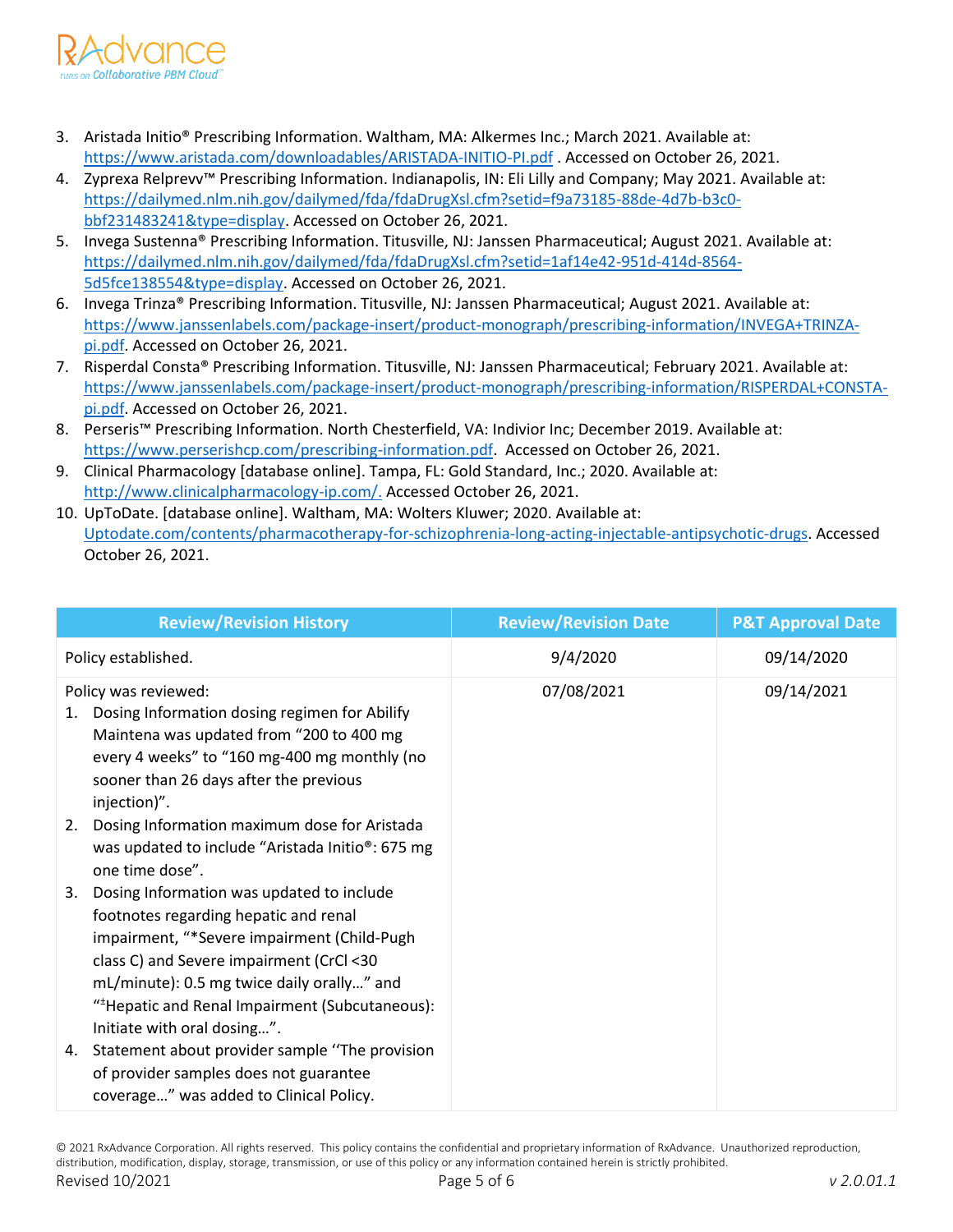3. Aristada Initio® Prescribing Information. Waltham, MA: Alkermes Inc.; March 2021. Available at: https://www.aristada.com/downloadables/ARISTADA-INITIO-PI.pdf . Accessed on October 26, 2021.
4. Zyprexa Relprevv™ Prescribing Information. Indianapolis, IN: Eli Lilly and Company; May 2021. Available at: https://dailymed.nlm.nih.gov/dailymed/fda/fdaDrugXsl.cfm?setid=f9a73185-88de-4d7b-b3c0-bbf231483241&type=display. Accessed on October 26, 2021.
5. Invega Sustenna® Prescribing Information. Titusville, NJ: Janssen Pharmaceutical; August 2021. Available at: https://dailymed.nlm.nih.gov/dailymed/fda/fdaDrugXsl.cfm?setid=1af14e42-951d-414d-8564-5d5fce138554&type=display. Accessed on October 26, 2021.
6. Invega Trinza® Prescribing Information. Titusville, NJ: Janssen Pharmaceutical; August 2021. Available at: https://www.janssenlabels.com/package-insert/product-monograph/prescribing-information/INVEGA+TRINZA-pi.pdf. Accessed on October 26, 2021.
7. Risperdal Consta® Prescribing Information. Titusville, NJ: Janssen Pharmaceutical; February 2021. Available at: https://www.janssenlabels.com/package-insert/product-monograph/prescribing-information/RISPERDAL+CONSTA-pi.pdf. Accessed on October 26, 2021.
8. Perseris™ Prescribing Information. North Chesterfield, VA: Indivior Inc; December 2019. Available at: https://www.perserishcp.com/prescribing-information.pdf. Accessed on October 26, 2021.
9. Clinical Pharmacology [database online]. Tampa, FL: Gold Standard, Inc.; 2020. Available at: http://www.clinicalpharmacology-ip.com/. Accessed October 26, 2021.
10. UpToDate. [database online]. Waltham, MA: Wolters Kluwer; 2020. Available at: Uptodate.com/contents/pharmacotherapy-for-schizophrenia-long-acting-injectable-antipsychotic-drugs. Accessed October 26, 2021.

| Review/Revision History | Review/Revision Date | P&T Approval Date |
|---|---|---|
| Policy established. | 9/4/2020 | 09/14/2020 |
| Policy was reviewed:<br>1. Dosing Information dosing regimen for Abilify Maintena was updated from "200 to 400 mg every 4 weeks" to "160 mg-400 mg monthly (no sooner than 26 days after the previous injection)".<br>2. Dosing Information maximum dose for Aristada was updated to include "Aristada Initio®: 675 mg one time dose".<br>3. Dosing Information was updated to include footnotes regarding hepatic and renal impairment, "*Severe impairment (Child-Pugh class C) and Severe impairment (CrCl <30 mL/minute): 0.5 mg twice daily orally…" and "[±]Hepatic and Renal Impairment (Subcutaneous): Initiate with oral dosing…".<br>4. Statement about provider sample "The provision of provider samples does not guarantee coverage…" was added to Clinical Policy. | 07/08/2021 | 09/14/2021 |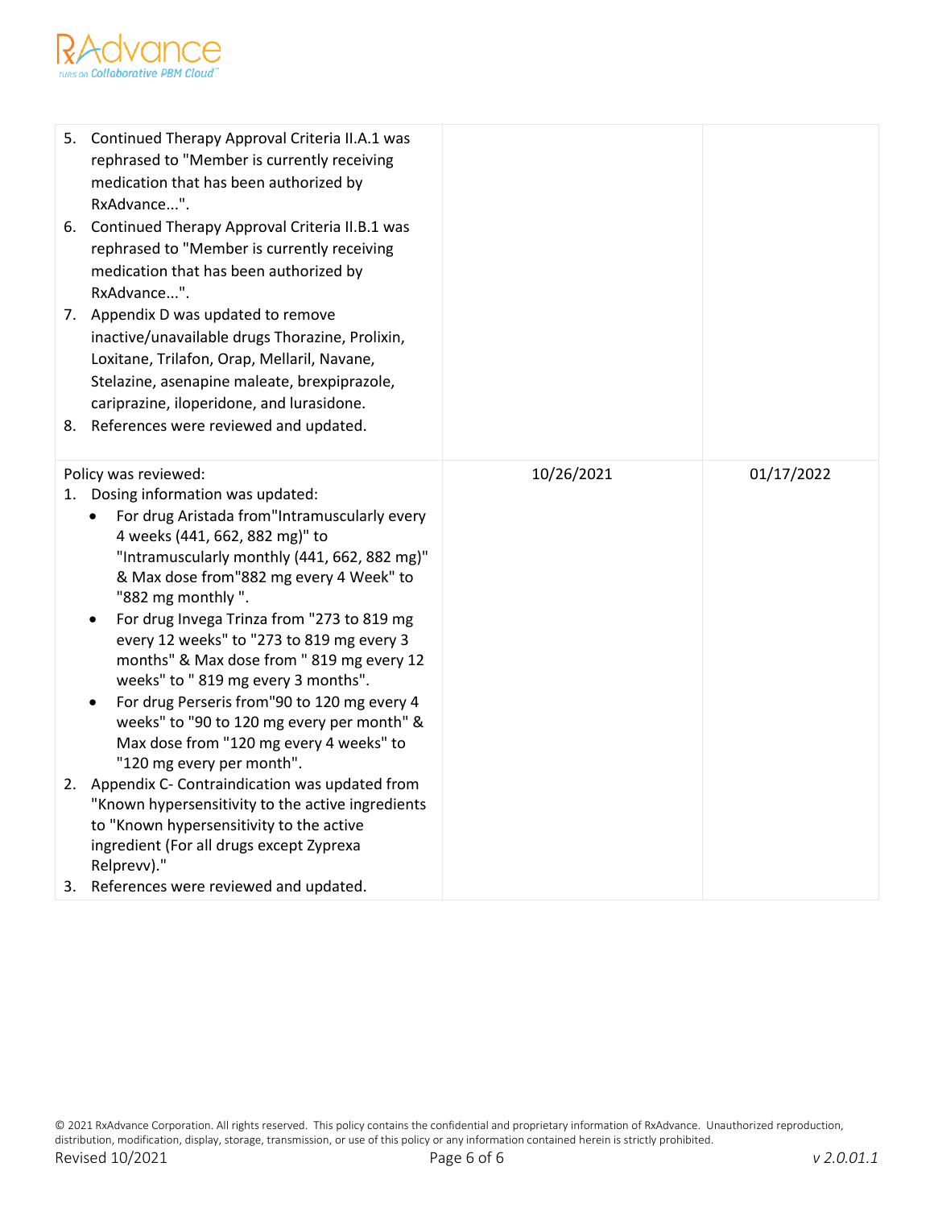| | | |
|---|---|---|
| 5. Continued Therapy Approval Criteria II.A.1 was rephrased to "Member is currently receiving medication that has been authorized by RxAdvance...".<br>6. Continued Therapy Approval Criteria II.B.1 was rephrased to "Member is currently receiving medication that has been authorized by RxAdvance...".<br>7. Appendix D was updated to remove inactive/unavailable drugs Thorazine, Prolixin, Loxitane, Trilafon, Orap, Mellaril, Navane, Stelazine, asenapine maleate, brexpiprazole, cariprazine, iloperidone, and lurasidone.<br>8. References were reviewed and updated. | | |
| Policy was reviewed:<br>1. Dosing information was updated:<br>• For drug Aristada from"Intramuscularly every 4 weeks (441, 662, 882 mg)" to "Intramuscularly monthly (441, 662, 882 mg)" & Max dose from"882 mg every 4 Week" to "882 mg monthly ".<br>• For drug Invega Trinza from "273 to 819 mg every 12 weeks" to "273 to 819 mg every 3 months" & Max dose from " 819 mg every 12 weeks" to " 819 mg every 3 months".<br>• For drug Perseris from"90 to 120 mg every 4 weeks" to "90 to 120 mg every per month" & Max dose from "120 mg every 4 weeks" to "120 mg every per month".<br>2. Appendix C- Contraindication was updated from "Known hypersensitivity to the active ingredients to "Known hypersensitivity to the active ingredient (For all drugs except Zyprexa Relprevv)."<br>3. References were reviewed and updated. | 10/26/2021 | 01/17/2022 |

© 2021 RxAdvance Corporation. All rights reserved. This policy contains the confidential and proprietary information of RxAdvance. Unauthorized reproduction, distribution, modification, display, storage, transmission, or use of this policy or any information contained herein is strictly prohibited.

Revised 10/2021 *v 2.0.01.1*